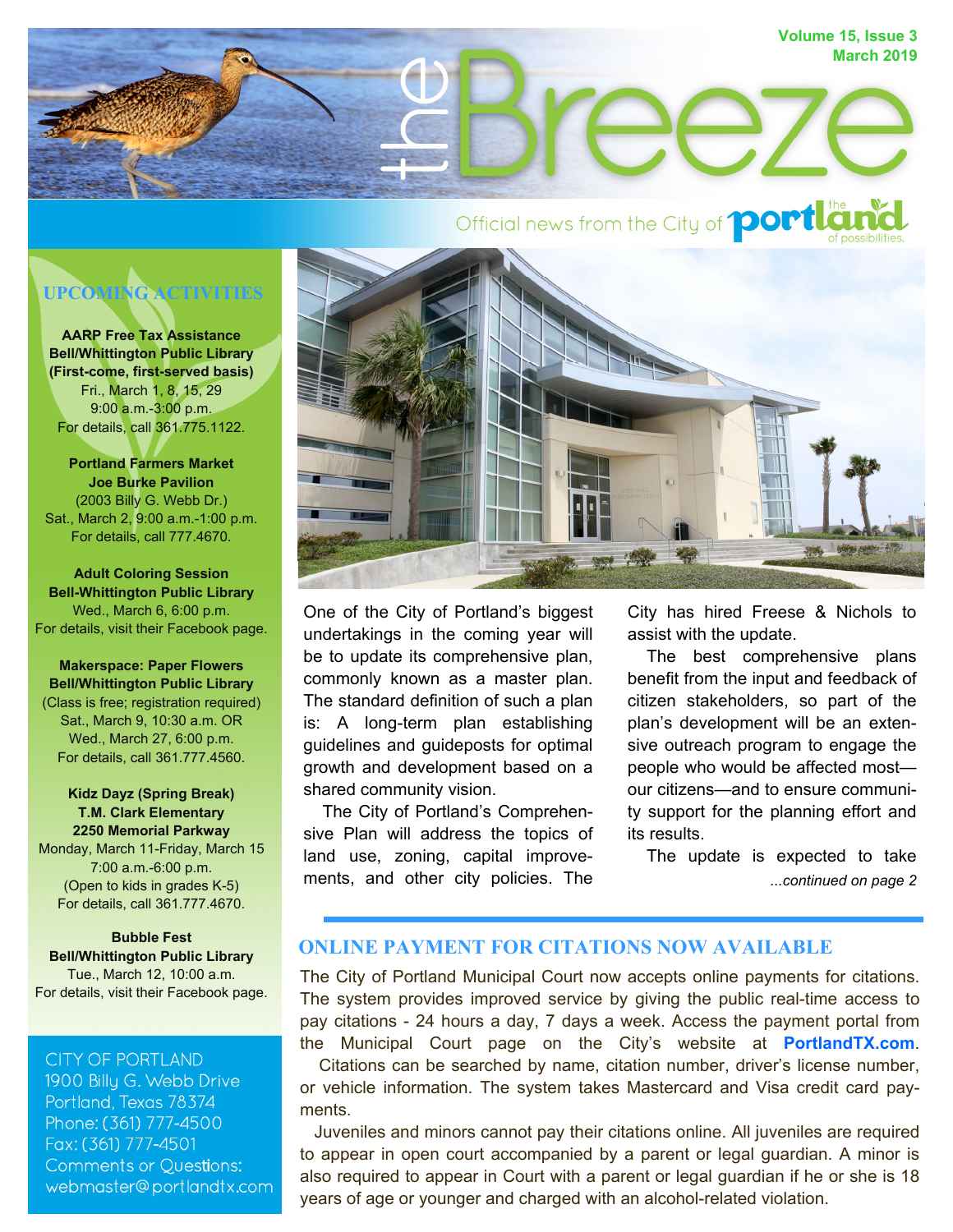# the Breeze

Volume 15, Issue 3
March 2019

Official news from the City of Portland — the land of possibilities.

## UPCOMING ACTIVITIES

**AARP Free Tax Assistance**
**Bell/Whittington Public Library**
**(First-come, first-served basis)**
Fri., March 1, 8, 15, 29
9:00 a.m.-3:00 p.m.
For details, call 361.775.1122.

**Portland Farmers Market**
**Joe Burke Pavilion**
(2003 Billy G. Webb Dr.)
Sat., March 2, 9:00 a.m.-1:00 p.m.
For details, call 777.4670.

**Adult Coloring Session**
**Bell-Whittington Public Library**
Wed., March 6, 6:00 p.m.
For details, visit their Facebook page.

**Makerspace: Paper Flowers**
**Bell/Whittington Public Library**
(Class is free; registration required)
Sat., March 9, 10:30 a.m. OR
Wed., March 27, 6:00 p.m.
For details, call 361.777.4560.

**Kidz Dayz (Spring Break)**
**T.M. Clark Elementary**
**2250 Memorial Parkway**
Monday, March 11-Friday, March 15
7:00 a.m.-6:00 p.m.
(Open to kids in grades K-5)
For details, call 361.777.4670.

**Bubble Fest**
**Bell/Whittington Public Library**
Tue., March 12, 10:00 a.m.
For details, visit their Facebook page.

CITY OF PORTLAND
1900 Billy G. Webb Drive
Portland, Texas 78374
Phone: (361) 777-4500
Fax: (361) 777-4501
Comments or Questions:
webmaster@portlandtx.com

One of the City of Portland's biggest undertakings in the coming year will be to update its comprehensive plan, commonly known as a master plan. The standard definition of such a plan is: A long-term plan establishing guidelines and guideposts for optimal growth and development based on a shared community vision.

The City of Portland's Comprehensive Plan will address the topics of land use, zoning, capital improvements, and other city policies. The City has hired Freese & Nichols to assist with the update.

The best comprehensive plans benefit from the input and feedback of citizen stakeholders, so part of the plan's development will be an extensive outreach program to engage the people who would be affected most—our citizens—and to ensure community support for the planning effort and its results.

The update is expected to take

*...continued on page 2*

## ONLINE PAYMENT FOR CITATIONS NOW AVAILABLE

The City of Portland Municipal Court now accepts online payments for citations. The system provides improved service by giving the public real-time access to pay citations - 24 hours a day, 7 days a week. Access the payment portal from the Municipal Court page on the City's website at **PortlandTX.com**.

Citations can be searched by name, citation number, driver's license number, or vehicle information. The system takes Mastercard and Visa credit card payments.

Juveniles and minors cannot pay their citations online. All juveniles are required to appear in open court accompanied by a parent or legal guardian. A minor is also required to appear in Court with a parent or legal guardian if he or she is 18 years of age or younger and charged with an alcohol-related violation.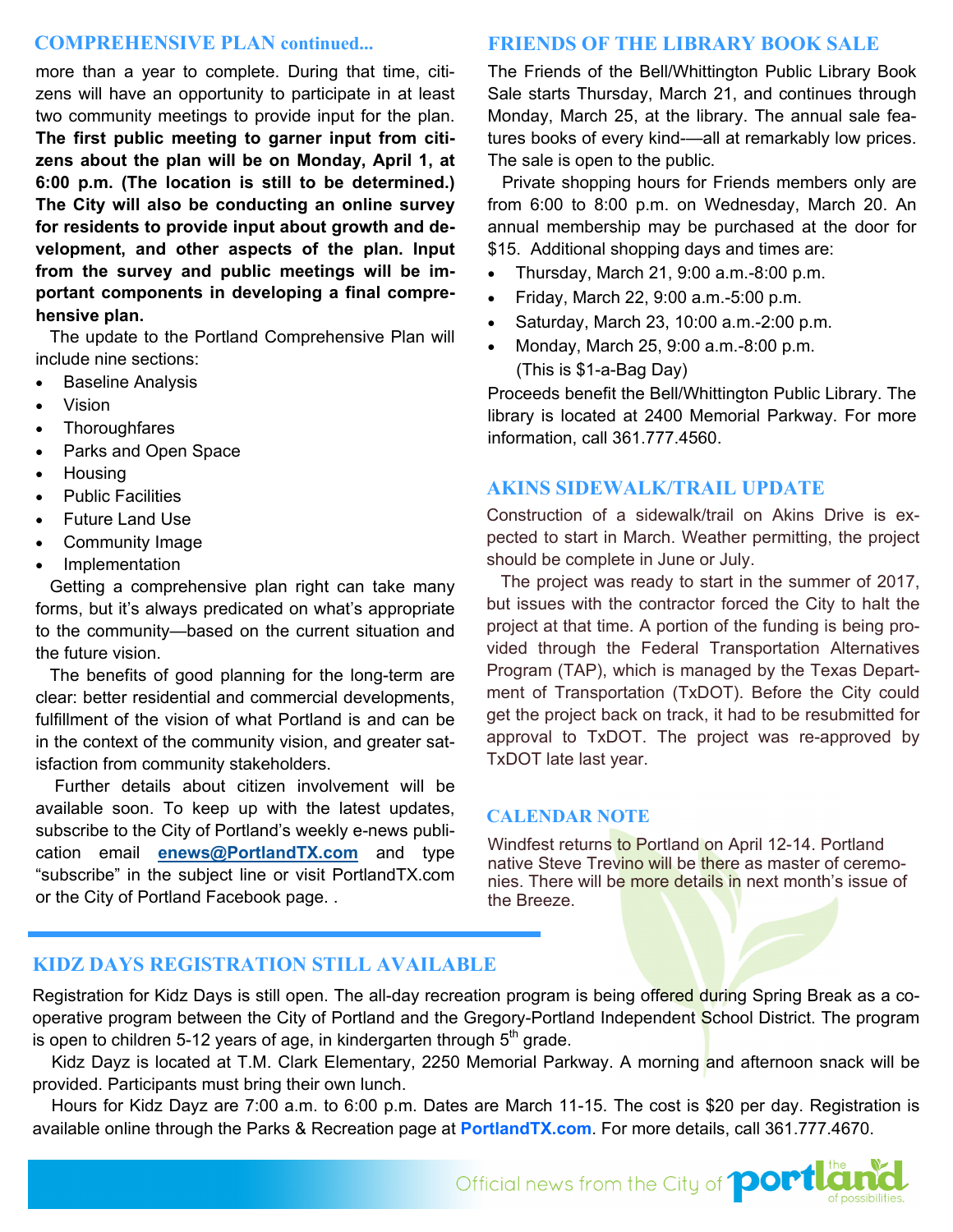## COMPREHENSIVE PLAN continued...

more than a year to complete. During that time, citizens will have an opportunity to participate in at least two community meetings to provide input for the plan. **The first public meeting to garner input from citizens about the plan will be on Monday, April 1, at 6:00 p.m. (The location is still to be determined.) The City will also be conducting an online survey for residents to provide input about growth and development, and other aspects of the plan. Input from the survey and public meetings will be important components in developing a final comprehensive plan.**

The update to the Portland Comprehensive Plan will include nine sections:

- Baseline Analysis
- Vision
- Thoroughfares
- Parks and Open Space
- Housing
- Public Facilities
- Future Land Use
- Community Image
- Implementation

Getting a comprehensive plan right can take many forms, but it's always predicated on what's appropriate to the community—based on the current situation and the future vision.

The benefits of good planning for the long-term are clear: better residential and commercial developments, fulfillment of the vision of what Portland is and can be in the context of the community vision, and greater satisfaction from community stakeholders.

Further details about citizen involvement will be available soon. To keep up with the latest updates, subscribe to the City of Portland's weekly e-news publication email **enews@PortlandTX.com** and type "subscribe" in the subject line or visit PortlandTX.com or the City of Portland Facebook page. .

## FRIENDS OF THE LIBRARY BOOK SALE

The Friends of the Bell/Whittington Public Library Book Sale starts Thursday, March 21, and continues through Monday, March 25, at the library. The annual sale features books of every kind-—all at remarkably low prices. The sale is open to the public.

Private shopping hours for Friends members only are from 6:00 to 8:00 p.m. on Wednesday, March 20. An annual membership may be purchased at the door for $15. Additional shopping days and times are:

- Thursday, March 21, 9:00 a.m.-8:00 p.m.
- Friday, March 22, 9:00 a.m.-5:00 p.m.
- Saturday, March 23, 10:00 a.m.-2:00 p.m.
- Monday, March 25, 9:00 a.m.-8:00 p.m. (This is $1-a-Bag Day)

Proceeds benefit the Bell/Whittington Public Library. The library is located at 2400 Memorial Parkway. For more information, call 361.777.4560.

## AKINS SIDEWALK/TRAIL UPDATE

Construction of a sidewalk/trail on Akins Drive is expected to start in March. Weather permitting, the project should be complete in June or July.

The project was ready to start in the summer of 2017, but issues with the contractor forced the City to halt the project at that time. A portion of the funding is being provided through the Federal Transportation Alternatives Program (TAP), which is managed by the Texas Department of Transportation (TxDOT). Before the City could get the project back on track, it had to be resubmitted for approval to TxDOT. The project was re-approved by TxDOT late last year.

## CALENDAR NOTE

Windfest returns to Portland on April 12-14. Portland native Steve Trevino will be there as master of ceremonies. There will be more details in next month's issue of the Breeze.

## KIDZ DAYS REGISTRATION STILL AVAILABLE

Registration for Kidz Days is still open. The all-day recreation program is being offered during Spring Break as a cooperative program between the City of Portland and the Gregory-Portland Independent School District. The program is open to children 5-12 years of age, in kindergarten through 5th grade.

Kidz Dayz is located at T.M. Clark Elementary, 2250 Memorial Parkway. A morning and afternoon snack will be provided. Participants must bring their own lunch.

Hours for Kidz Dayz are 7:00 a.m. to 6:00 p.m. Dates are March 11-15. The cost is $20 per day. Registration is available online through the Parks & Recreation page at **PortlandTX.com**. For more details, call 361.777.4670.